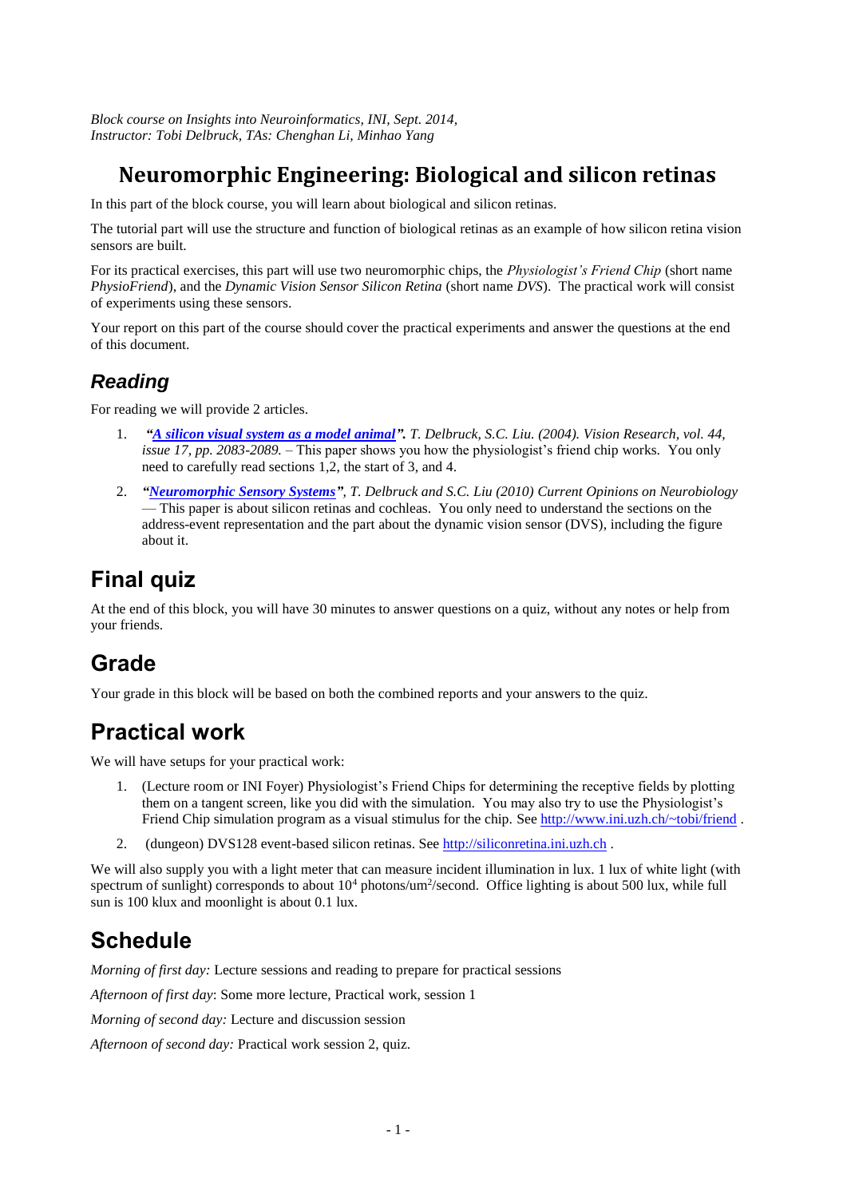*Block course on Insights into Neuroinformatics, INI, Sept. 2014,*
*Instructor: Tobi Delbruck, TAs: Chenghan Li, Minhao Yang*

# Neuromorphic Engineering: Biological and silicon retinas

In this part of the block course, you will learn about biological and silicon retinas.

The tutorial part will use the structure and function of biological retinas as an example of how silicon retina vision sensors are built.

For its practical exercises, this part will use two neuromorphic chips, the *Physiologist's Friend Chip* (short name *PhysioFriend*), and the *Dynamic Vision Sensor Silicon Retina* (short name *DVS*). The practical work will consist of experiments using these sensors.

Your report on this part of the course should cover the practical experiments and answer the questions at the end of this document.

## *Reading*

For reading we will provide 2 articles.

1. ***"A silicon visual system as a model animal".*** *T. Delbruck, S.C. Liu. (2004). Vision Research, vol. 44, issue 17, pp. 2083-2089.* – This paper shows you how the physiologist's friend chip works. You only need to carefully read sections 1,2, the start of 3, and 4.
2. ***"Neuromorphic Sensory Systems"****, T. Delbruck and S.C. Liu (2010) Current Opinions on Neurobiology* — This paper is about silicon retinas and cochleas. You only need to understand the sections on the address-event representation and the part about the dynamic vision sensor (DVS), including the figure about it.

# Final quiz

At the end of this block, you will have 30 minutes to answer questions on a quiz, without any notes or help from your friends.

# Grade

Your grade in this block will be based on both the combined reports and your answers to the quiz.

# Practical work

We will have setups for your practical work:

1. (Lecture room or INI Foyer) Physiologist's Friend Chips for determining the receptive fields by plotting them on a tangent screen, like you did with the simulation. You may also try to use the Physiologist's Friend Chip simulation program as a visual stimulus for the chip. See http://www.ini.uzh.ch/~tobi/friend .
2. (dungeon) DVS128 event-based silicon retinas. See http://siliconretina.ini.uzh.ch .

We will also supply you with a light meter that can measure incident illumination in lux. 1 lux of white light (with spectrum of sunlight) corresponds to about $10^4$ photons/um$^2$/second. Office lighting is about 500 lux, while full sun is 100 klux and moonlight is about 0.1 lux.

# Schedule

*Morning of first day:* Lecture sessions and reading to prepare for practical sessions

*Afternoon of first day*: Some more lecture, Practical work, session 1

*Morning of second day:* Lecture and discussion session

*Afternoon of second day:* Practical work session 2, quiz.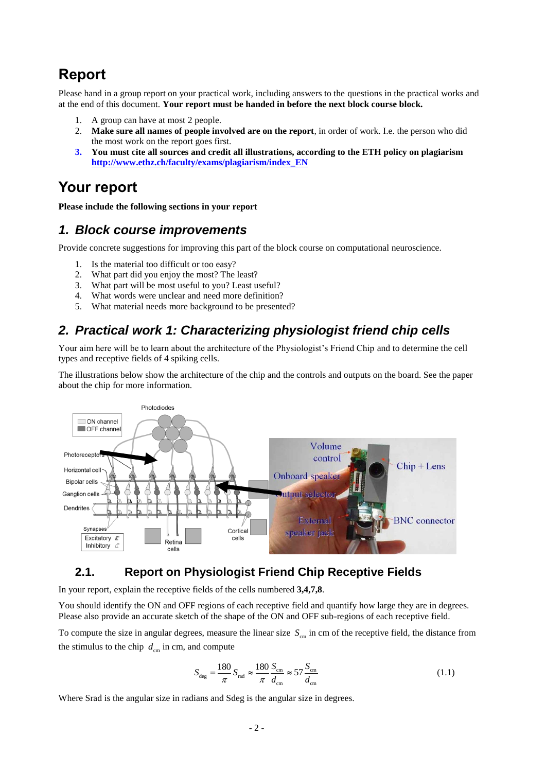# Report

Please hand in a group report on your practical work, including answers to the questions in the practical works and at the end of this document. **Your report must be handed in before the next block course block.**

1. A group can have at most 2 people.
2. **Make sure all names of people involved are on the report**, in order of work. I.e. the person who did the most work on the report goes first.
3. **You must cite all sources and credit all illustrations, according to the ETH policy on plagiarism** **http://www.ethz.ch/faculty/exams/plagiarism/index_EN**

# Your report

**Please include the following sections in your report**

## *1. Block course improvements*

Provide concrete suggestions for improving this part of the block course on computational neuroscience.

1. Is the material too difficult or too easy?
2. What part did you enjoy the most? The least?
3. What part will be most useful to you? Least useful?
4. What words were unclear and need more definition?
5. What material needs more background to be presented?

## *2. Practical work 1: Characterizing physiologist friend chip cells*

Your aim here will be to learn about the architecture of the Physiologist's Friend Chip and to determine the cell types and receptive fields of 4 spiking cells.

The illustrations below show the architecture of the chip and the controls and outputs on the board. See the paper about the chip for more information.

### 2.1. Report on Physiologist Friend Chip Receptive Fields

In your report, explain the receptive fields of the cells numbered **3,4,7,8**.

You should identify the ON and OFF regions of each receptive field and quantify how large they are in degrees. Please also provide an accurate sketch of the shape of the ON and OFF sub-regions of each receptive field.

To compute the size in angular degrees, measure the linear size $S_{cm}$ in cm of the receptive field, the distance from the stimulus to the chip $d_{cm}$ in cm, and compute

$$S_{deg} = \frac{180}{\pi} S_{rad} \approx \frac{180}{\pi} \frac{S_{cm}}{d_{cm}} \approx 57 \frac{S_{cm}}{d_{cm}} \tag{1.1}$$

Where Srad is the angular size in radians and Sdeg is the angular size in degrees.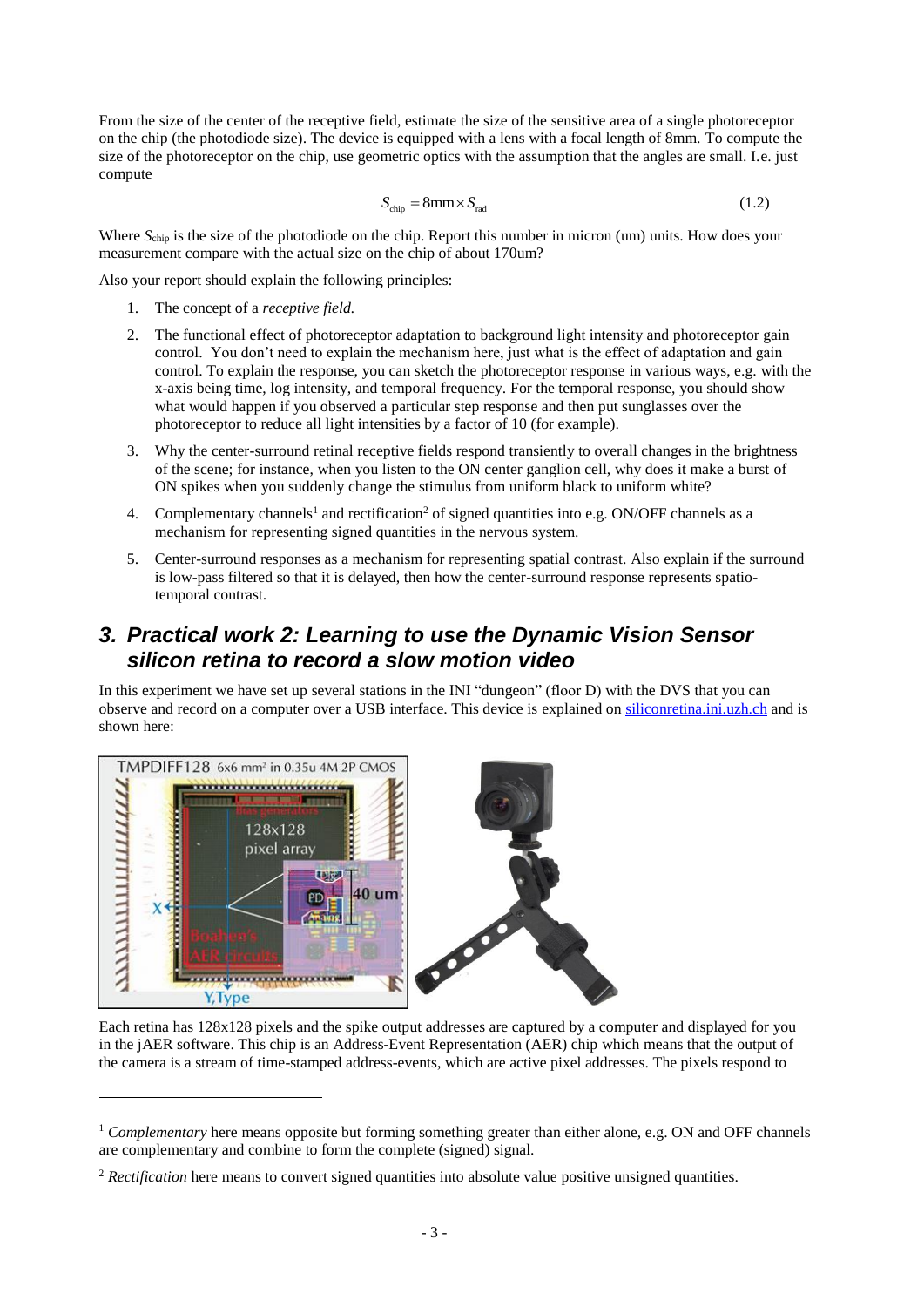From the size of the center of the receptive field, estimate the size of the sensitive area of a single photoreceptor on the chip (the photodiode size). The device is equipped with a lens with a focal length of 8mm. To compute the size of the photoreceptor on the chip, use geometric optics with the assumption that the angles are small. I.e. just compute

$$S_{\text{chip}} = 8\text{mm} \times S_{\text{rad}} \tag{1.2}$$

Where $S_{\text{chip}}$ is the size of the photodiode on the chip. Report this number in micron (um) units. How does your measurement compare with the actual size on the chip of about 170um?

Also your report should explain the following principles:

1. The concept of a *receptive field*.
2. The functional effect of photoreceptor adaptation to background light intensity and photoreceptor gain control. You don't need to explain the mechanism here, just what is the effect of adaptation and gain control. To explain the response, you can sketch the photoreceptor response in various ways, e.g. with the x-axis being time, log intensity, and temporal frequency. For the temporal response, you should show what would happen if you observed a particular step response and then put sunglasses over the photoreceptor to reduce all light intensities by a factor of 10 (for example).
3. Why the center-surround retinal receptive fields respond transiently to overall changes in the brightness of the scene; for instance, when you listen to the ON center ganglion cell, why does it make a burst of ON spikes when you suddenly change the stimulus from uniform black to uniform white?
4. Complementary channels[1] and rectification[2] of signed quantities into e.g. ON/OFF channels as a mechanism for representing signed quantities in the nervous system.
5. Center-surround responses as a mechanism for representing spatial contrast. Also explain if the surround is low-pass filtered so that it is delayed, then how the center-surround response represents spatio-temporal contrast.

## 3. Practical work 2: Learning to use the Dynamic Vision Sensor silicon retina to record a slow motion video

In this experiment we have set up several stations in the INI "dungeon" (floor D) with the DVS that you can observe and record on a computer over a USB interface. This device is explained on siliconretina.ini.uzh.ch and is shown here:

Each retina has 128x128 pixels and the spike output addresses are captured by a computer and displayed for you in the jAER software. This chip is an Address-Event Representation (AER) chip which means that the output of the camera is a stream of time-stamped address-events, which are active pixel addresses. The pixels respond to

---

[1] *Complementary* here means opposite but forming something greater than either alone, e.g. ON and OFF channels are complementary and combine to form the complete (signed) signal.

[2] *Rectification* here means to convert signed quantities into absolute value positive unsigned quantities.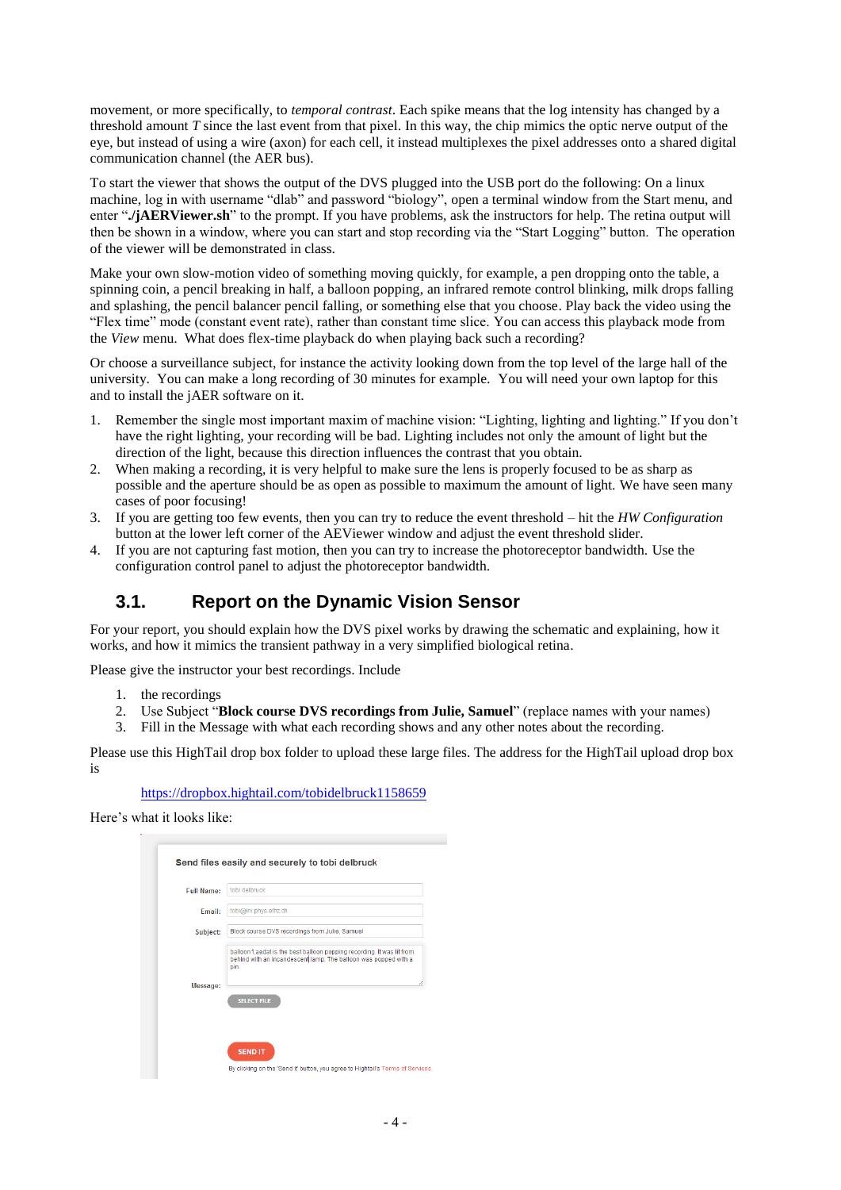movement, or more specifically, to *temporal contrast*. Each spike means that the log intensity has changed by a threshold amount $T$ since the last event from that pixel. In this way, the chip mimics the optic nerve output of the eye, but instead of using a wire (axon) for each cell, it instead multiplexes the pixel addresses onto a shared digital communication channel (the AER bus).

To start the viewer that shows the output of the DVS plugged into the USB port do the following: On a linux machine, log in with username "dlab" and password "biology", open a terminal window from the Start menu, and enter "**./jAERViewer.sh**" to the prompt. If you have problems, ask the instructors for help. The retina output will then be shown in a window, where you can start and stop recording via the "Start Logging" button. The operation of the viewer will be demonstrated in class.

Make your own slow-motion video of something moving quickly, for example, a pen dropping onto the table, a spinning coin, a pencil breaking in half, a balloon popping, an infrared remote control blinking, milk drops falling and splashing, the pencil balancer pencil falling, or something else that you choose. Play back the video using the "Flex time" mode (constant event rate), rather than constant time slice. You can access this playback mode from the *View* menu. What does flex-time playback do when playing back such a recording?

Or choose a surveillance subject, for instance the activity looking down from the top level of the large hall of the university. You can make a long recording of 30 minutes for example. You will need your own laptop for this and to install the jAER software on it.

1. Remember the single most important maxim of machine vision: "Lighting, lighting and lighting." If you don't have the right lighting, your recording will be bad. Lighting includes not only the amount of light but the direction of the light, because this direction influences the contrast that you obtain.
2. When making a recording, it is very helpful to make sure the lens is properly focused to be as sharp as possible and the aperture should be as open as possible to maximum the amount of light. We have seen many cases of poor focusing!
3. If you are getting too few events, then you can try to reduce the event threshold – hit the *HW Configuration* button at the lower left corner of the AEViewer window and adjust the event threshold slider.
4. If you are not capturing fast motion, then you can try to increase the photoreceptor bandwidth. Use the configuration control panel to adjust the photoreceptor bandwidth.

## 3.1. Report on the Dynamic Vision Sensor

For your report, you should explain how the DVS pixel works by drawing the schematic and explaining, how it works, and how it mimics the transient pathway in a very simplified biological retina.

Please give the instructor your best recordings. Include

1. the recordings
2. Use Subject "**Block course DVS recordings from Julie, Samuel**" (replace names with your names)
3. Fill in the Message with what each recording shows and any other notes about the recording.

Please use this HighTail drop box folder to upload these large files. The address for the HighTail upload drop box is

https://dropbox.hightail.com/tobidelbruck1158659

Here's what it looks like:

Send files easily and securely to tobi delbruck

Full Name: tobi delbruck

Email: tobi@ini.phys.ethz.ch

Subject: Block course DVS recordings from Julie, Samuel

Message: balloon1.aedat is the best balloon popping recording. It was lit from behind with an incandescent lamp. The balloon was popped with a pin.

SELECT FILE

SEND IT

By clicking on the 'Send it' button, you agree to Hightail's Terms of Service.